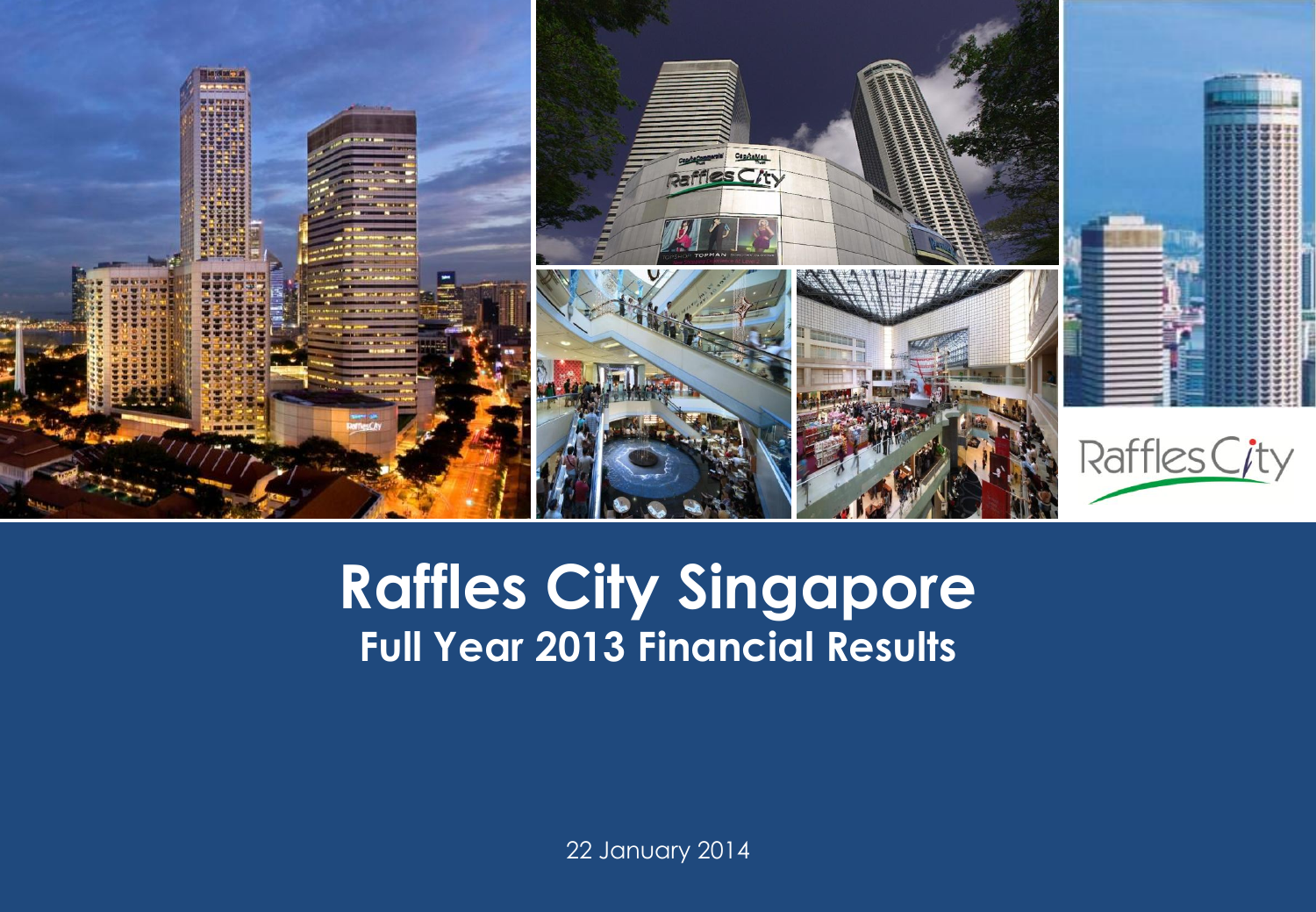# Raffles City Singapore

## Full Year 2013 Financial Results

22 January 2014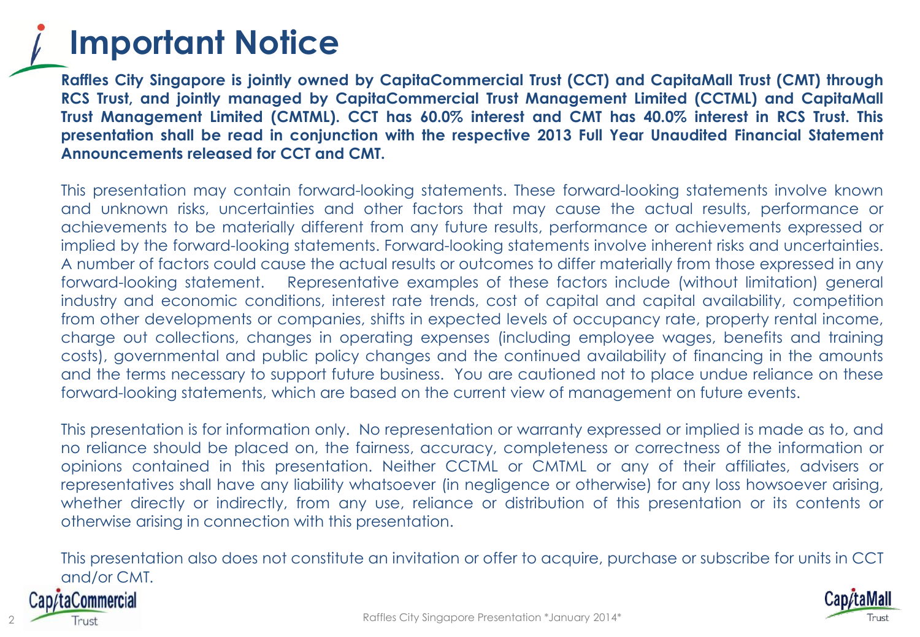# Important Notice

**Raffles City Singapore is jointly owned by CapitaCommercial Trust (CCT) and CapitaMall Trust (CMT) through RCS Trust, and jointly managed by CapitaCommercial Trust Management Limited (CCTML) and CapitaMall Trust Management Limited (CMTML). CCT has 60.0% interest and CMT has 40.0% interest in RCS Trust. This presentation shall be read in conjunction with the respective 2013 Full Year Unaudited Financial Statement Announcements released for CCT and CMT.**

This presentation may contain forward-looking statements. These forward-looking statements involve known and unknown risks, uncertainties and other factors that may cause the actual results, performance or achievements to be materially different from any future results, performance or achievements expressed or implied by the forward-looking statements. Forward-looking statements involve inherent risks and uncertainties. A number of factors could cause the actual results or outcomes to differ materially from those expressed in any forward-looking statement. Representative examples of these factors include (without limitation) general industry and economic conditions, interest rate trends, cost of capital and capital availability, competition from other developments or companies, shifts in expected levels of occupancy rate, property rental income, charge out collections, changes in operating expenses (including employee wages, benefits and training costs), governmental and public policy changes and the continued availability of financing in the amounts and the terms necessary to support future business. You are cautioned not to place undue reliance on these forward-looking statements, which are based on the current view of management on future events.

This presentation is for information only. No representation or warranty expressed or implied is made as to, and no reliance should be placed on, the fairness, accuracy, completeness or correctness of the information or opinions contained in this presentation. Neither CCTML or CMTML or any of their affiliates, advisers or representatives shall have any liability whatsoever (in negligence or otherwise) for any loss howsoever arising, whether directly or indirectly, from any use, reliance or distribution of this presentation or its contents or otherwise arising in connection with this presentation.

This presentation also does not constitute an invitation or offer to acquire, purchase or subscribe for units in CCT and/or CMT.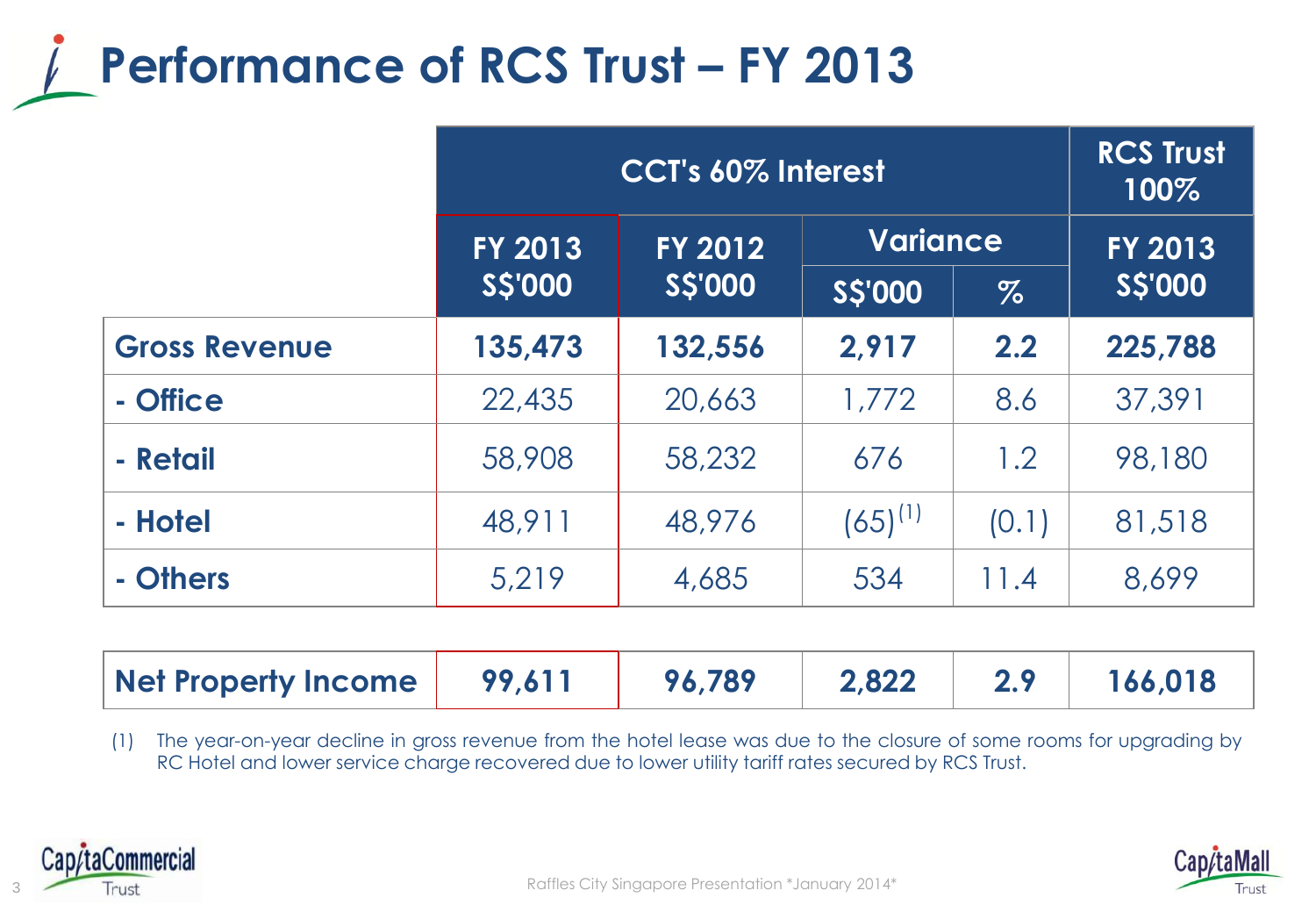# Performance of RCS Trust – FY 2013

| | CCT's 60% Interest | | | | RCS Trust 100% |
|---|---|---|---|---|---|
| | FY 2013 S$'000 | FY 2012 S$'000 | Variance | | FY 2013 S$'000 |
| | | | S$'000 | % | |
| **Gross Revenue** | **135,473** | **132,556** | **2,917** | **2.2** | **225,788** |
| **- Office** | 22,435 | 20,663 | 1,772 | 8.6 | 37,391 |
| **- Retail** | 58,908 | 58,232 | 676 | 1.2 | 98,180 |
| **- Hotel** | 48,911 | 48,976 | (65)[1] | (0.1) | 81,518 |
| **- Others** | 5,219 | 4,685 | 534 | 11.4 | 8,699 |
| **Net Property Income** | **99,611** | **96,789** | **2,822** | **2.9** | **166,018** |

(1) The year-on-year decline in gross revenue from the hotel lease was due to the closure of some rooms for upgrading by RC Hotel and lower service charge recovered due to lower utility tariff rates secured by RCS Trust.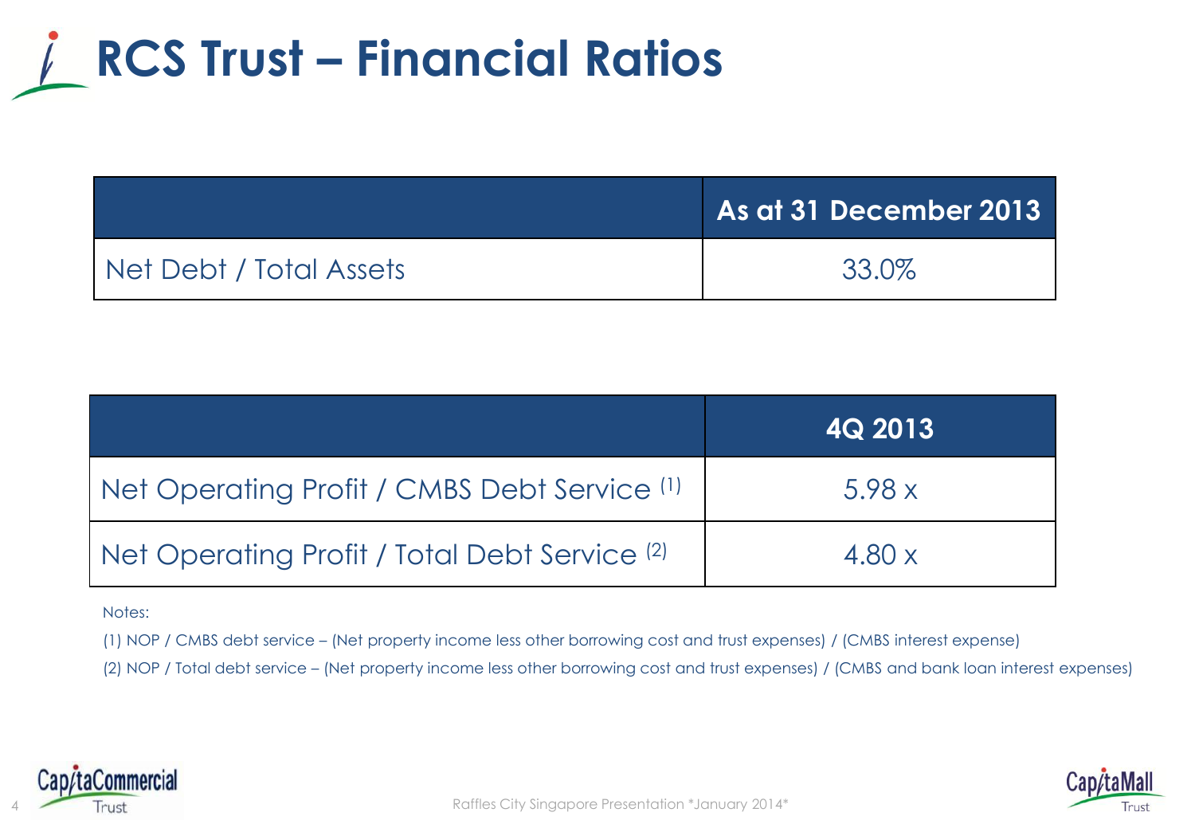# RCS Trust – Financial Ratios

| | As at 31 December 2013 |
|---|---|
| Net Debt / Total Assets | 33.0% |

| | 4Q 2013 |
|---|---|
| Net Operating Profit / CMBS Debt Service [1] | 5.98 x |
| Net Operating Profit / Total Debt Service [2] | 4.80 x |

Notes:

(1) NOP / CMBS debt service – (Net property income less other borrowing cost and trust expenses) / (CMBS interest expense)

(2) NOP / Total debt service – (Net property income less other borrowing cost and trust expenses) / (CMBS and bank loan interest expenses)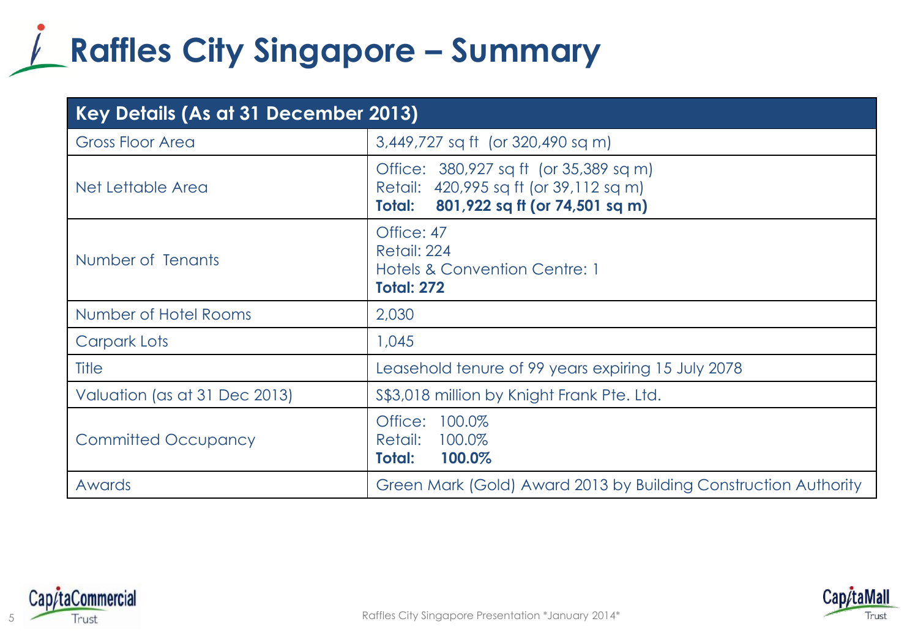# Raffles City Singapore – Summary

| Key Details (As at 31 December 2013) | |
|---|---|
| Gross Floor Area | 3,449,727 sq ft (or 320,490 sq m) |
| Net Lettable Area | Office: 380,927 sq ft (or 35,389 sq m)<br>Retail: 420,995 sq ft (or 39,112 sq m)<br>**Total: 801,922 sq ft (or 74,501 sq m)** |
| Number of Tenants | Office: 47<br>Retail: 224<br>Hotels & Convention Centre: 1<br>**Total: 272** |
| Number of Hotel Rooms | 2,030 |
| Carpark Lots | 1,045 |
| Title | Leasehold tenure of 99 years expiring 15 July 2078 |
| Valuation (as at 31 Dec 2013) | S$3,018 million by Knight Frank Pte. Ltd. |
| Committed Occupancy | Office: 100.0%<br>Retail: 100.0%<br>**Total: 100.0%** |
| Awards | Green Mark (Gold) Award 2013 by Building Construction Authority |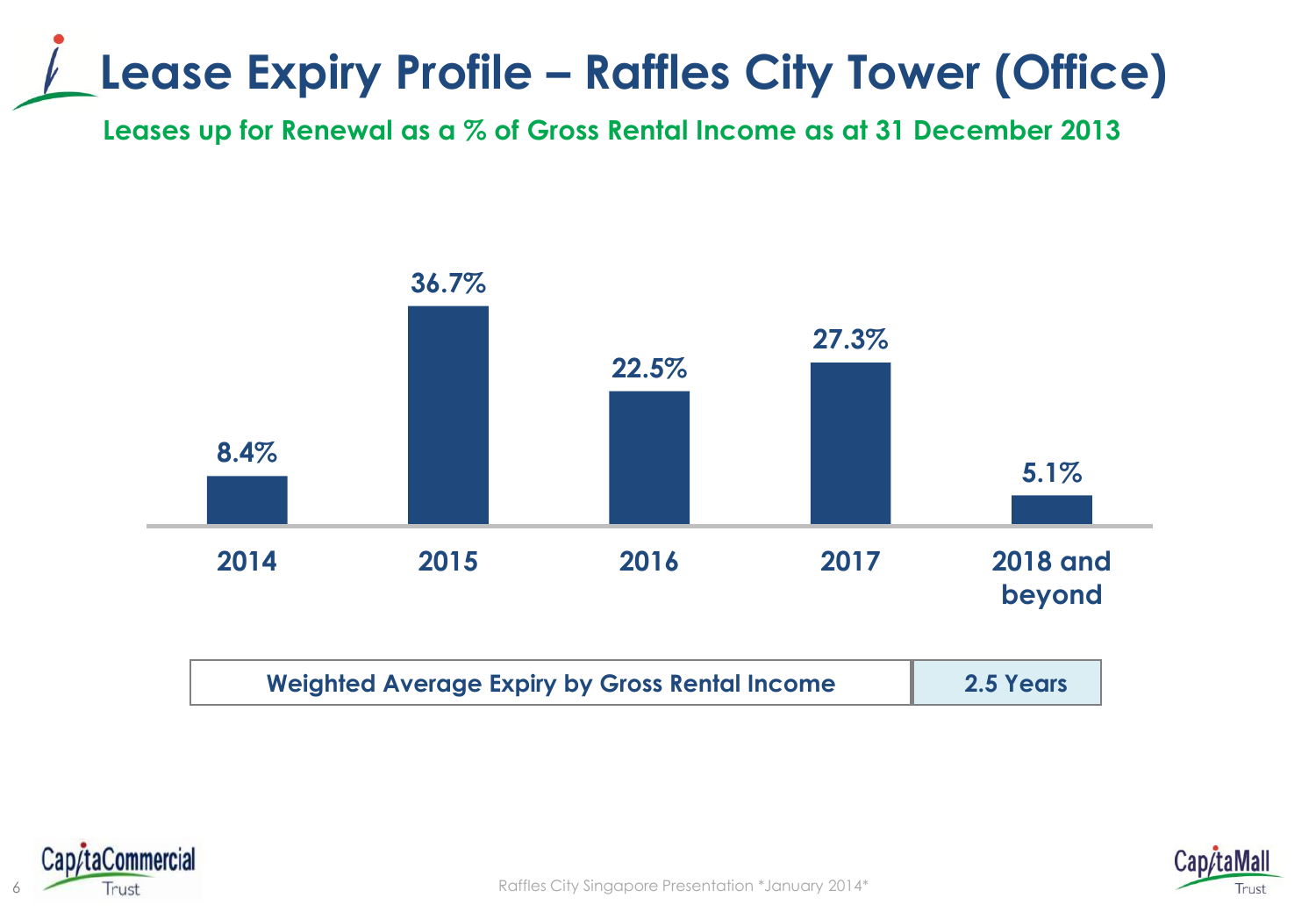# Lease Expiry Profile – Raffles City Tower (Office)

**Leases up for Renewal as a % of Gross Rental Income as at 31 December 2013**

| 2014 | 2015 | 2016 | 2017 | 2018 and beyond |
|---|---|---|---|---|
| 8.4% | 36.7% | 22.5% | 27.3% | 5.1% |

| Weighted Average Expiry by Gross Rental Income | 2.5 Years |
|---|---|

Raffles City Singapore Presentation *January 2014*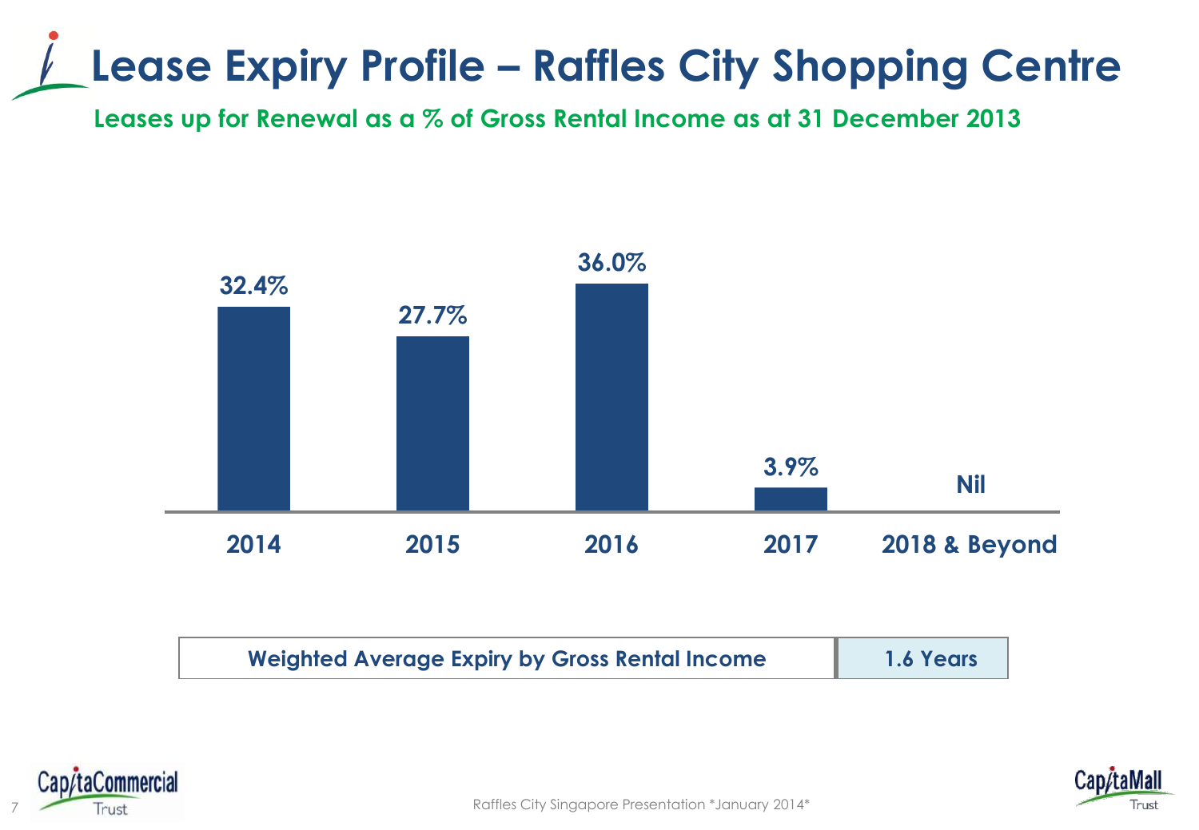# Lease Expiry Profile – Raffles City Shopping Centre

**Leases up for Renewal as a % of Gross Rental Income as at 31 December 2013**

| 2014 | 2015 | 2016 | 2017 | 2018 & Beyond |
|---|---|---|---|---|
| 32.4% | 27.7% | 36.0% | 3.9% | Nil |

| Weighted Average Expiry by Gross Rental Income | 1.6 Years |
|---|---|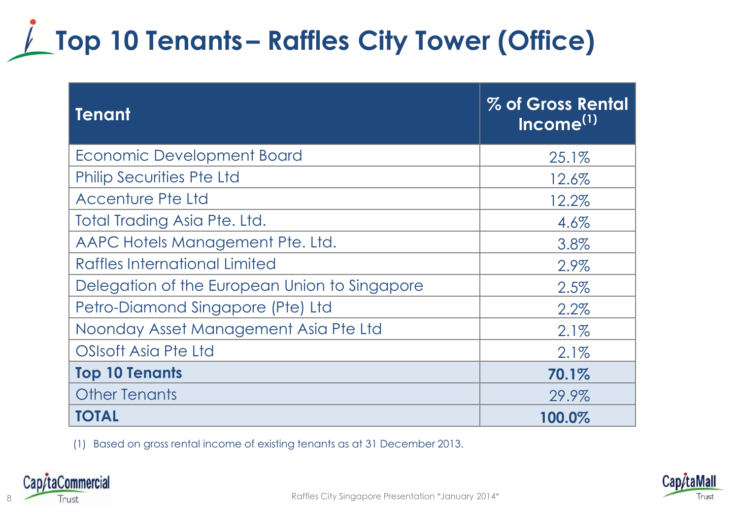# Top 10 Tenants – Raffles City Tower (Office)

| Tenant | % of Gross Rental Income[1] |
|---|---|
| Economic Development Board | 25.1% |
| Philip Securities Pte Ltd | 12.6% |
| Accenture Pte Ltd | 12.2% |
| Total Trading Asia Pte. Ltd. | 4.6% |
| AAPC Hotels Management Pte. Ltd. | 3.8% |
| Raffles International Limited | 2.9% |
| Delegation of the European Union to Singapore | 2.5% |
| Petro-Diamond Singapore (Pte) Ltd | 2.2% |
| Noonday Asset Management Asia Pte Ltd | 2.1% |
| OSIsoft Asia Pte Ltd | 2.1% |
| **Top 10 Tenants** | **70.1%** |
| Other Tenants | 29.9% |
| **TOTAL** | **100.0%** |

(1) Based on gross rental income of existing tenants as at 31 December 2013.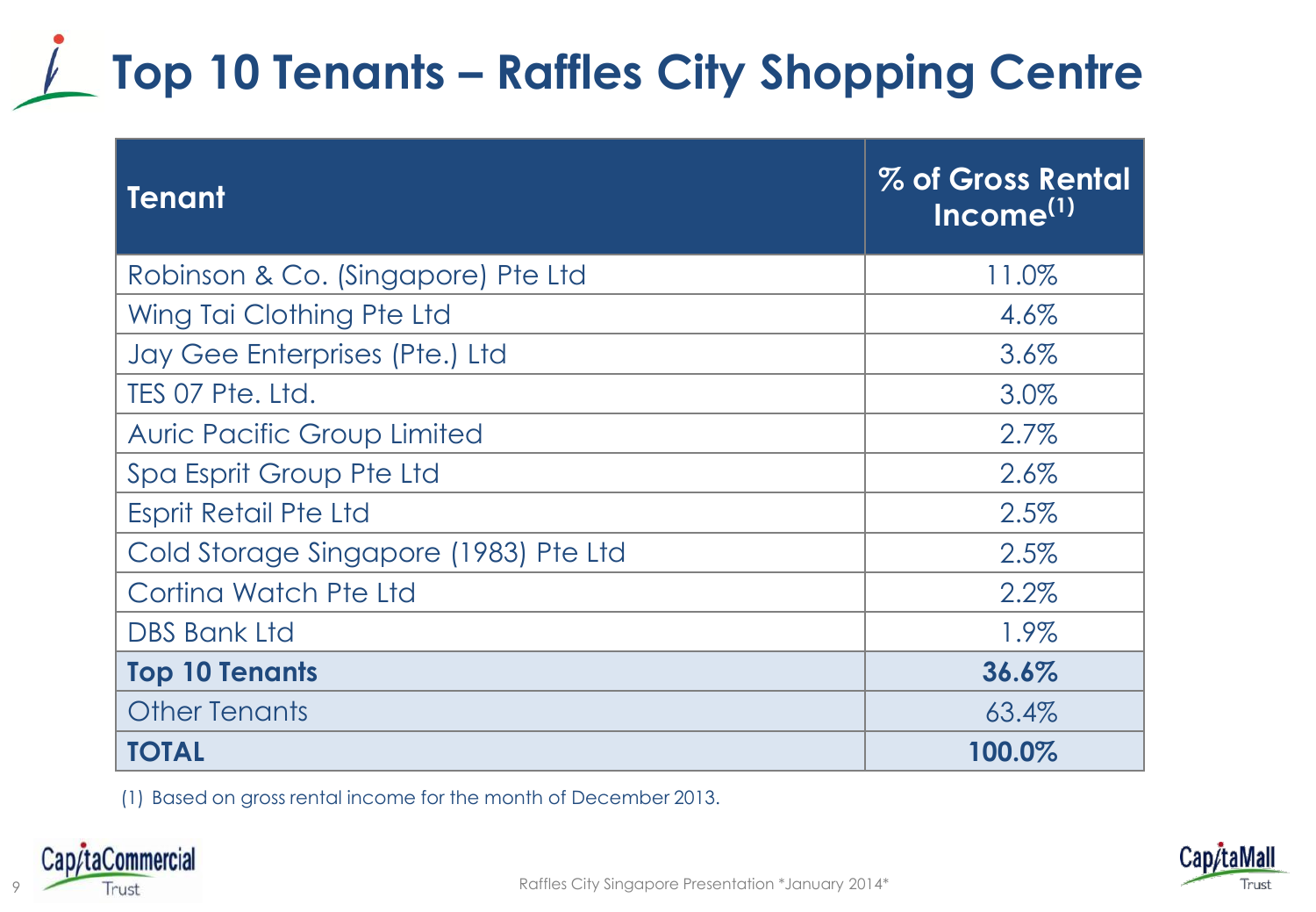# Top 10 Tenants – Raffles City Shopping Centre

| Tenant | % of Gross Rental Income[(1)] |
| --- | --- |
| Robinson & Co. (Singapore) Pte Ltd | 11.0% |
| Wing Tai Clothing Pte Ltd | 4.6% |
| Jay Gee Enterprises (Pte.) Ltd | 3.6% |
| TES 07 Pte. Ltd. | 3.0% |
| Auric Pacific Group Limited | 2.7% |
| Spa Esprit Group Pte Ltd | 2.6% |
| Esprit Retail Pte Ltd | 2.5% |
| Cold Storage Singapore (1983) Pte Ltd | 2.5% |
| Cortina Watch Pte Ltd | 2.2% |
| DBS Bank Ltd | 1.9% |
| **Top 10 Tenants** | **36.6%** |
| Other Tenants | 63.4% |
| **TOTAL** | **100.0%** |

(1) Based on gross rental income for the month of December 2013.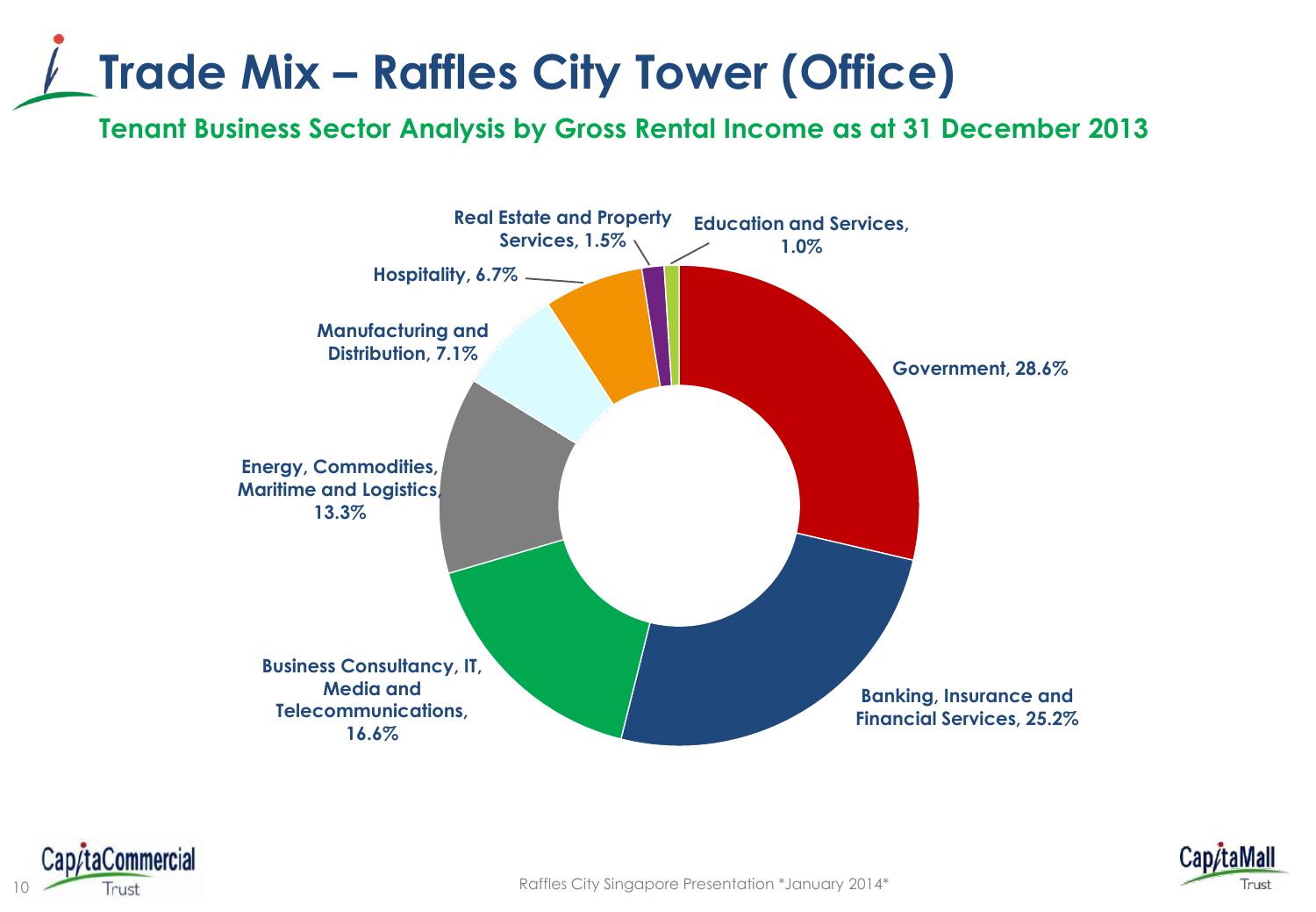# Trade Mix – Raffles City Tower (Office)

## Tenant Business Sector Analysis by Gross Rental Income as at 31 December 2013

- Government, 28.6%
- Banking, Insurance and Financial Services, 25.2%
- Business Consultancy, IT, Media and Telecommunications, 16.6%
- Energy, Commodities, Maritime and Logistics, 13.3%
- Manufacturing and Distribution, 7.1%
- Hospitality, 6.7%
- Real Estate and Property Services, 1.5%
- Education and Services, 1.0%

Raffles City Singapore Presentation *January 2014*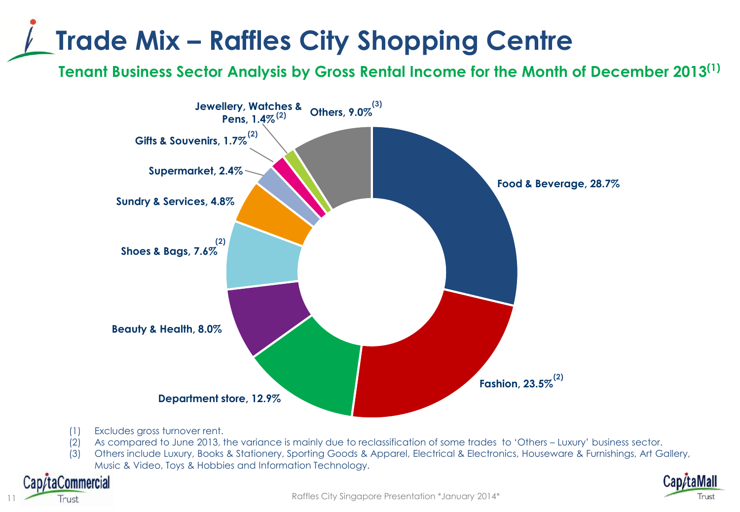# Trade Mix – Raffles City Shopping Centre

## Tenant Business Sector Analysis by Gross Rental Income for the Month of December 2013[1]

| Sector | % |
| --- | --- |
| Food & Beverage | 28.7% |
| Fashion | 23.5%[2] |
| Department store | 12.9% |
| Beauty & Health | 8.0% |
| Shoes & Bags | 7.6%[2] |
| Sundry & Services | 4.8% |
| Supermarket | 2.4% |
| Gifts & Souvenirs | 1.7%[2] |
| Jewellery, Watches & Pens | 1.4%[2] |
| Others | 9.0%[3] |

(1) Excludes gross turnover rent.

(2) As compared to June 2013, the variance is mainly due to reclassification of some trades to 'Others – Luxury' business sector.

(3) Others include Luxury, Books & Stationery, Sporting Goods & Apparel, Electrical & Electronics, Houseware & Furnishings, Art Gallery, Music & Video, Toys & Hobbies and Information Technology.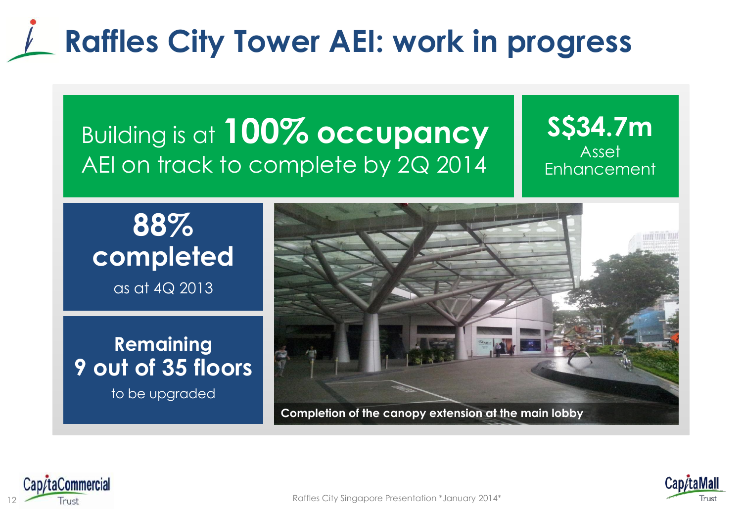# Raffles City Tower AEI: work in progress

Building is at **100% occupancy**
AEI on track to complete by 2Q 2014

**S$34.7m**
Asset Enhancement

**88% completed**
as at 4Q 2013

**Remaining 9 out of 35 floors**
to be upgraded

**Completion of the canopy extension at the main lobby**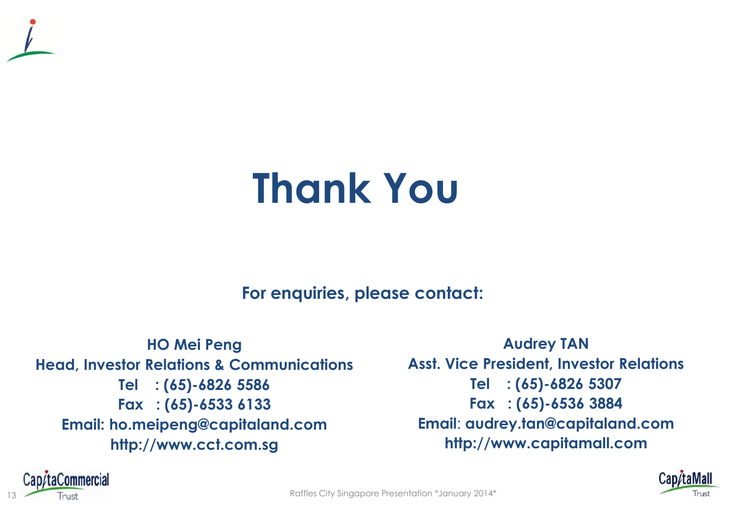# Thank You

**For enquiries, please contact:**

**HO Mei Peng**
**Head, Investor Relations & Communications**
**Tel : (65)-6826 5586**
**Fax : (65)-6533 6133**
**Email: ho.meipeng@capitaland.com**
**http://www.cct.com.sg**

**Audrey TAN**
**Asst. Vice President, Investor Relations**
**Tel : (65)-6826 5307**
**Fax : (65)-6536 3884**
**Email: audrey.tan@capitaland.com**
**http://www.capitamall.com**